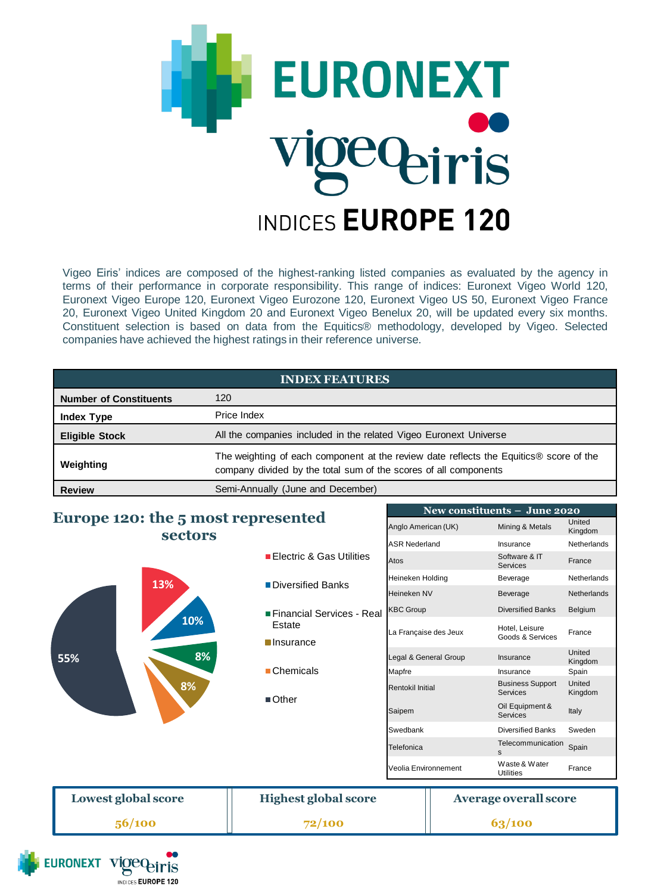# EURONEXT vigeo eiris

## INDICES EUROPE 120

Vigeo Eiris' indices are composed of the highest-ranking listed companies as evaluated by the agency in terms of their performance in corporate responsibility. This range of indices: Euronext Vigeo World 120, Euronext Vigeo Europe 120, Euronext Vigeo Eurozone 120, Euronext Vigeo US 50, Euronext Vigeo France 20, Euronext Vigeo United Kingdom 20 and Euronext Vigeo Benelux 20, will be updated every six months. Constituent selection is based on data from the Equitics® methodology, developed by Vigeo. Selected companies have achieved the highest ratings in their reference universe.

| INDEX FEATURES | |
|---|---|
| **Number of Constituents** | 120 |
| **Index Type** | Price Index |
| **Eligible Stock** | All the companies included in the related Vigeo Euronext Universe |
| **Weighting** | The weighting of each component at the review date reflects the Equitics® score of the company divided by the total sum of the scores of all components |
| **Review** | Semi-Annually (June and December) |

### Europe 120: the 5 most represented sectors

| Sector | Weight |
|---|---|
| Electric & Gas Utilities | 13% |
| Diversified Banks | 10% |
| Financial Services - Real Estate | 8% |
| Insurance | 8% |
| Chemicals | |
| Other | 55% |

| New constituents – June 2020 | | |
|---|---|---|
| Anglo American (UK) | Mining & Metals | United Kingdom |
| ASR Nederland | Insurance | Netherlands |
| Atos | Software & IT Services | France |
| Heineken Holding | Beverage | Netherlands |
| Heineken NV | Beverage | Netherlands |
| KBC Group | Diversified Banks | Belgium |
| La Française des Jeux | Hotel, Leisure Goods & Services | France |
| Legal & General Group | Insurance | United Kingdom |
| Mapfre | Insurance | Spain |
| Rentokil Initial | Business Support Services | United Kingdom |
| Saipem | Oil Equipment & Services | Italy |
| Swedbank | Diversified Banks | Sweden |
| Telefonica | Telecommunications | Spain |
| Veolia Environnement | Waste & Water Utilities | France |

| Lowest global score | Highest global score | Average overall score |
|---|---|---|
| 56/100 | 72/100 | 63/100 |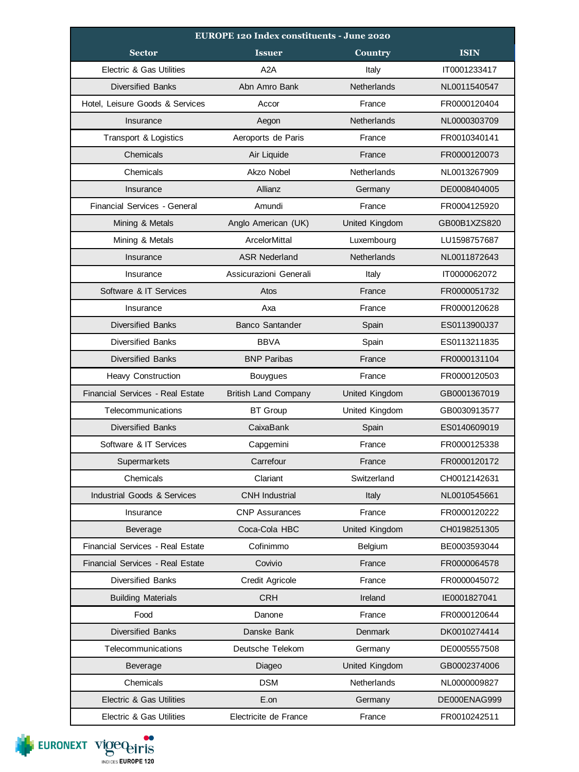| EUROPE 120 Index constituents - June 2020 | | | |
|---|---|---|---|
| **Sector** | **Issuer** | **Country** | **ISIN** |
| Electric & Gas Utilities | A2A | Italy | IT0001233417 |
| Diversified Banks | Abn Amro Bank | Netherlands | NL0011540547 |
| Hotel, Leisure Goods & Services | Accor | France | FR0000120404 |
| Insurance | Aegon | Netherlands | NL0000303709 |
| Transport & Logistics | Aeroports de Paris | France | FR0010340141 |
| Chemicals | Air Liquide | France | FR0000120073 |
| Chemicals | Akzo Nobel | Netherlands | NL0013267909 |
| Insurance | Allianz | Germany | DE0008404005 |
| Financial Services - General | Amundi | France | FR0004125920 |
| Mining & Metals | Anglo American (UK) | United Kingdom | GB00B1XZS820 |
| Mining & Metals | ArcelorMittal | Luxembourg | LU1598757687 |
| Insurance | ASR Nederland | Netherlands | NL0011872643 |
| Insurance | Assicurazioni Generali | Italy | IT0000062072 |
| Software & IT Services | Atos | France | FR0000051732 |
| Insurance | Axa | France | FR0000120628 |
| Diversified Banks | Banco Santander | Spain | ES0113900J37 |
| Diversified Banks | BBVA | Spain | ES0113211835 |
| Diversified Banks | BNP Paribas | France | FR0000131104 |
| Heavy Construction | Bouygues | France | FR0000120503 |
| Financial Services - Real Estate | British Land Company | United Kingdom | GB0001367019 |
| Telecommunications | BT Group | United Kingdom | GB0030913577 |
| Diversified Banks | CaixaBank | Spain | ES0140609019 |
| Software & IT Services | Capgemini | France | FR0000125338 |
| Supermarkets | Carrefour | France | FR0000120172 |
| Chemicals | Clariant | Switzerland | CH0012142631 |
| Industrial Goods & Services | CNH Industrial | Italy | NL0010545661 |
| Insurance | CNP Assurances | France | FR0000120222 |
| Beverage | Coca-Cola HBC | United Kingdom | CH0198251305 |
| Financial Services - Real Estate | Cofinimmo | Belgium | BE0003593044 |
| Financial Services - Real Estate | Covivio | France | FR0000064578 |
| Diversified Banks | Credit Agricole | France | FR0000045072 |
| Building Materials | CRH | Ireland | IE0001827041 |
| Food | Danone | France | FR0000120644 |
| Diversified Banks | Danske Bank | Denmark | DK0010274414 |
| Telecommunications | Deutsche Telekom | Germany | DE0005557508 |
| Beverage | Diageo | United Kingdom | GB0002374006 |
| Chemicals | DSM | Netherlands | NL0000009827 |
| Electric & Gas Utilities | E.on | Germany | DE000ENAG999 |
| Electric & Gas Utilities | Electricite de France | France | FR0010242511 |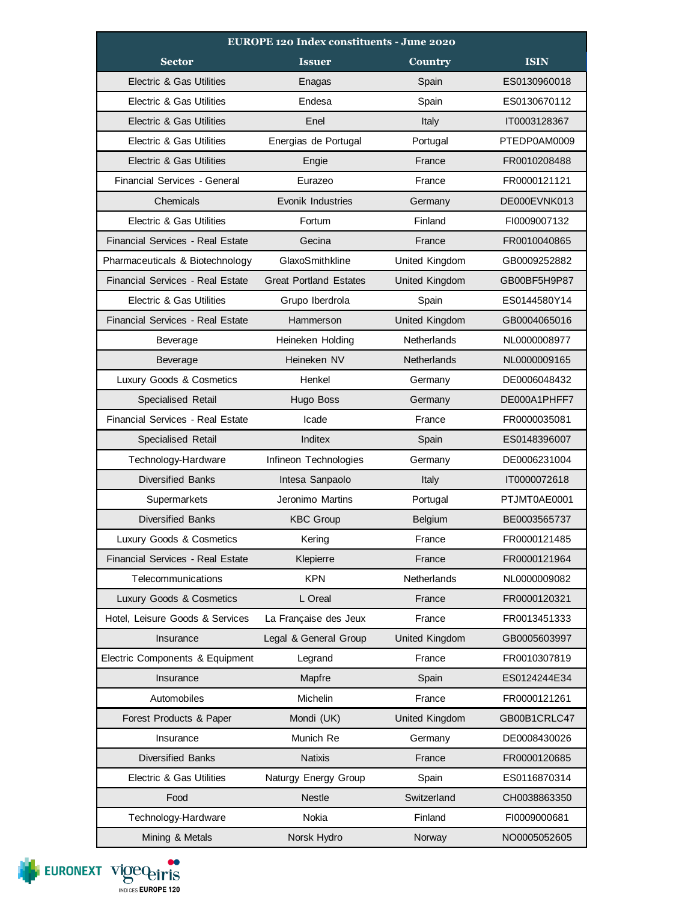| EUROPE 120 Index constituents - June 2020 | | | |
|---|---|---|---|
| **Sector** | **Issuer** | **Country** | **ISIN** |
| Electric & Gas Utilities | Enagas | Spain | ES0130960018 |
| Electric & Gas Utilities | Endesa | Spain | ES0130670112 |
| Electric & Gas Utilities | Enel | Italy | IT0003128367 |
| Electric & Gas Utilities | Energias de Portugal | Portugal | PTEDP0AM0009 |
| Electric & Gas Utilities | Engie | France | FR0010208488 |
| Financial Services - General | Eurazeo | France | FR0000121121 |
| Chemicals | Evonik Industries | Germany | DE000EVNK013 |
| Electric & Gas Utilities | Fortum | Finland | FI0009007132 |
| Financial Services - Real Estate | Gecina | France | FR0010040865 |
| Pharmaceuticals & Biotechnology | GlaxoSmithkline | United Kingdom | GB0009252882 |
| Financial Services - Real Estate | Great Portland Estates | United Kingdom | GB00BF5H9P87 |
| Electric & Gas Utilities | Grupo Iberdrola | Spain | ES0144580Y14 |
| Financial Services - Real Estate | Hammerson | United Kingdom | GB0004065016 |
| Beverage | Heineken Holding | Netherlands | NL0000008977 |
| Beverage | Heineken NV | Netherlands | NL0000009165 |
| Luxury Goods & Cosmetics | Henkel | Germany | DE0006048432 |
| Specialised Retail | Hugo Boss | Germany | DE000A1PHFF7 |
| Financial Services - Real Estate | Icade | France | FR0000035081 |
| Specialised Retail | Inditex | Spain | ES0148396007 |
| Technology-Hardware | Infineon Technologies | Germany | DE0006231004 |
| Diversified Banks | Intesa Sanpaolo | Italy | IT0000072618 |
| Supermarkets | Jeronimo Martins | Portugal | PTJMT0AE0001 |
| Diversified Banks | KBC Group | Belgium | BE0003565737 |
| Luxury Goods & Cosmetics | Kering | France | FR0000121485 |
| Financial Services - Real Estate | Klepierre | France | FR0000121964 |
| Telecommunications | KPN | Netherlands | NL0000009082 |
| Luxury Goods & Cosmetics | L Oreal | France | FR0000120321 |
| Hotel, Leisure Goods & Services | La Française des Jeux | France | FR0013451333 |
| Insurance | Legal & General Group | United Kingdom | GB0005603997 |
| Electric Components & Equipment | Legrand | France | FR0010307819 |
| Insurance | Mapfre | Spain | ES0124244E34 |
| Automobiles | Michelin | France | FR0000121261 |
| Forest Products & Paper | Mondi (UK) | United Kingdom | GB00B1CRLC47 |
| Insurance | Munich Re | Germany | DE0008430026 |
| Diversified Banks | Natixis | France | FR0000120685 |
| Electric & Gas Utilities | Naturgy Energy Group | Spain | ES0116870314 |
| Food | Nestle | Switzerland | CH0038863350 |
| Technology-Hardware | Nokia | Finland | FI0009000681 |
| Mining & Metals | Norsk Hydro | Norway | NO0005052605 |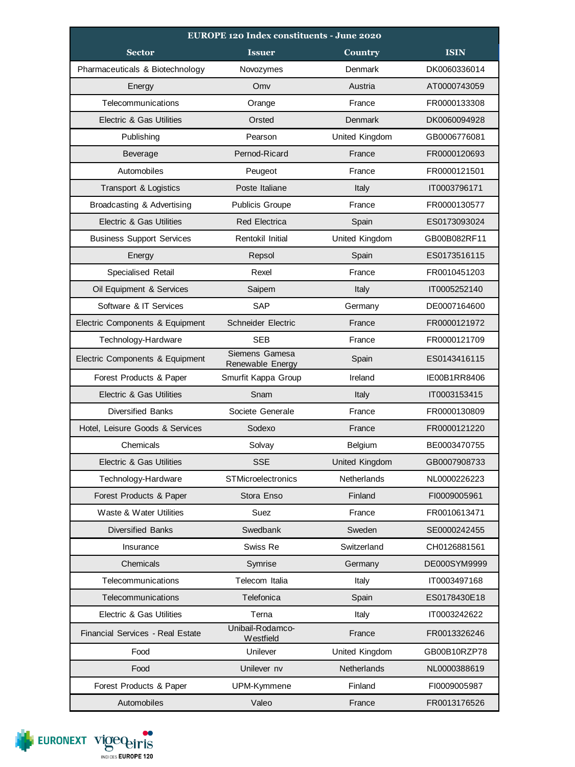| EUROPE 120 Index constituents - June 2020 | | | |
|---|---|---|---|
| **Sector** | **Issuer** | **Country** | **ISIN** |
| Pharmaceuticals & Biotechnology | Novozymes | Denmark | DK0060336014 |
| Energy | Omv | Austria | AT0000743059 |
| Telecommunications | Orange | France | FR0000133308 |
| Electric & Gas Utilities | Orsted | Denmark | DK0060094928 |
| Publishing | Pearson | United Kingdom | GB0006776081 |
| Beverage | Pernod-Ricard | France | FR0000120693 |
| Automobiles | Peugeot | France | FR0000121501 |
| Transport & Logistics | Poste Italiane | Italy | IT0003796171 |
| Broadcasting & Advertising | Publicis Groupe | France | FR0000130577 |
| Electric & Gas Utilities | Red Electrica | Spain | ES0173093024 |
| Business Support Services | Rentokil Initial | United Kingdom | GB00B082RF11 |
| Energy | Repsol | Spain | ES0173516115 |
| Specialised Retail | Rexel | France | FR0010451203 |
| Oil Equipment & Services | Saipem | Italy | IT0005252140 |
| Software & IT Services | SAP | Germany | DE0007164600 |
| Electric Components & Equipment | Schneider Electric | France | FR0000121972 |
| Technology-Hardware | SEB | France | FR0000121709 |
| Electric Components & Equipment | Siemens Gamesa Renewable Energy | Spain | ES0143416115 |
| Forest Products & Paper | Smurfit Kappa Group | Ireland | IE00B1RR8406 |
| Electric & Gas Utilities | Snam | Italy | IT0003153415 |
| Diversified Banks | Societe Generale | France | FR0000130809 |
| Hotel, Leisure Goods & Services | Sodexo | France | FR0000121220 |
| Chemicals | Solvay | Belgium | BE0003470755 |
| Electric & Gas Utilities | SSE | United Kingdom | GB0007908733 |
| Technology-Hardware | STMicroelectronics | Netherlands | NL0000226223 |
| Forest Products & Paper | Stora Enso | Finland | FI0009005961 |
| Waste & Water Utilities | Suez | France | FR0010613471 |
| Diversified Banks | Swedbank | Sweden | SE0000242455 |
| Insurance | Swiss Re | Switzerland | CH0126881561 |
| Chemicals | Symrise | Germany | DE000SYM9999 |
| Telecommunications | Telecom Italia | Italy | IT0003497168 |
| Telecommunications | Telefonica | Spain | ES0178430E18 |
| Electric & Gas Utilities | Terna | Italy | IT0003242622 |
| Financial Services - Real Estate | Unibail-Rodamco-Westfield | France | FR0013326246 |
| Food | Unilever | United Kingdom | GB00B10RZP78 |
| Food | Unilever nv | Netherlands | NL0000388619 |
| Forest Products & Paper | UPM-Kymmene | Finland | FI0009005987 |
| Automobiles | Valeo | France | FR0013176526 |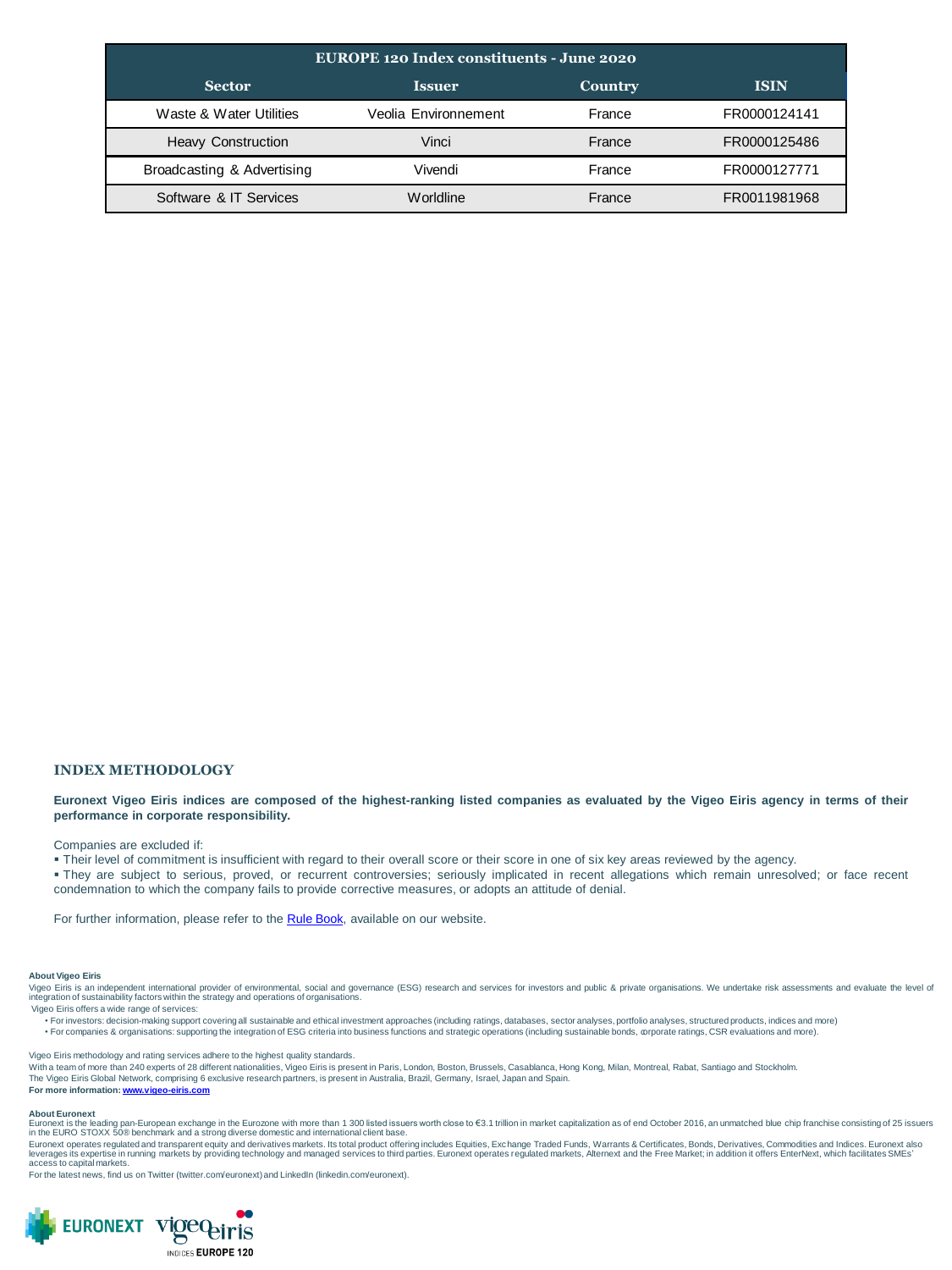| EUROPE 120 Index constituents - June 2020 | | | |
| --- | --- | --- | --- |
| **Sector** | **Issuer** | **Country** | **ISIN** |
| Waste & Water Utilities | Veolia Environnement | France | FR0000124141 |
| Heavy Construction | Vinci | France | FR0000125486 |
| Broadcasting & Advertising | Vivendi | France | FR0000127771 |
| Software & IT Services | Worldline | France | FR0011981968 |

## INDEX METHODOLOGY

**Euronext Vigeo Eiris indices are composed of the highest-ranking listed companies as evaluated by the Vigeo Eiris agency in terms of their performance in corporate responsibility.**

Companies are excluded if:

- Their level of commitment is insufficient with regard to their overall score or their score in one of six key areas reviewed by the agency.
- They are subject to serious, proved, or recurrent controversies; seriously implicated in recent allegations which remain unresolved; or face recent condemnation to which the company fails to provide corrective measures, or adopts an attitude of denial.

For further information, please refer to the Rule Book, available on our website.

**About Vigeo Eiris**

Vigeo Eiris is an independent international provider of environmental, social and governance (ESG) research and services for investors and public & private organisations. We undertake risk assessments and evaluate the level of integration of sustainability factors within the strategy and operations of organisations.

Vigeo Eiris offers a wide range of services:

- For investors: decision-making support covering all sustainable and ethical investment approaches (including ratings, databases, sector analyses, portfolio analyses, structured products, indices and more)
- For companies & organisations: supporting the integration of ESG criteria into business functions and strategic operations (including sustainable bonds, corporate ratings, CSR evaluations and more).

Vigeo Eiris methodology and rating services adhere to the highest quality standards.
With a team of more than 240 experts of 28 different nationalities, Vigeo Eiris is present in Paris, London, Boston, Brussels, Casablanca, Hong Kong, Milan, Montreal, Rabat, Santiago and Stockholm.
The Vigeo Eiris Global Network, comprising 6 exclusive research partners, is present in Australia, Brazil, Germany, Israel, Japan and Spain.
**For more information: www.vigeo-eiris.com**

**About Euronext**

Euronext is the leading pan-European exchange in the Eurozone with more than 1 300 listed issuers worth close to €3.1 trillion in market capitalization as of end October 2016, an unmatched blue chip franchise consisting of 25 issuers in the EURO STOXX 50® benchmark and a strong diverse domestic and international client base.

Euronext operates regulated and transparent equity and derivatives markets. Its total product offering includes Equities, Exchange Traded Funds, Warrants & Certificates, Bonds, Derivatives, Commodities and Indices. Euronext also leverages its expertise in running markets by providing technology and managed services to third parties. Euronext operates regulated markets, Alternext and the Free Market; in addition it offers EnterNext, which facilitates SMEs' access to capital markets.

For the latest news, find us on Twitter (twitter.com/euronext) and LinkedIn (linkedin.com/euronext).

EURONEXT vigeo eiris INDICES EUROPE 120